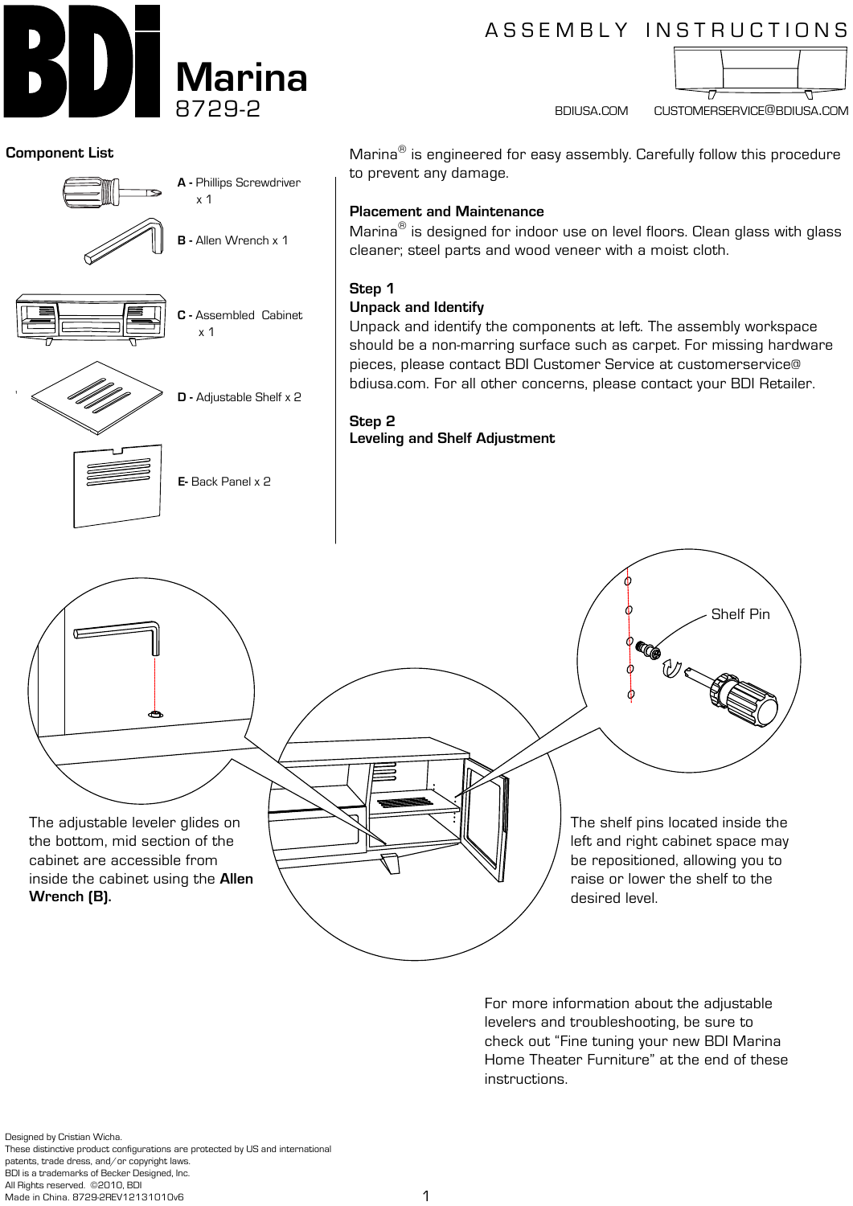# BDI Marina

8729-2

ASSEMBLY INSTRUCTIONS

BDIUSA.COM CUSTOMERSERVICE@BDIUSA.COM

**Component List**

- **A -** Phillips Screwdriver x 1
- **B -** Allen Wrench x 1
- **C -** Assembled Cabinet x 1
- **D -** Adjustable Shelf x 2
- **E-** Back Panel x 2

Marina® is engineered for easy assembly. Carefully follow this procedure to prevent any damage.

**Placement and Maintenance**

Marina® is designed for indoor use on level floors. Clean glass with glass cleaner; steel parts and wood veneer with a moist cloth.

**Step 1**
**Unpack and Identify**

Unpack and identify the components at left. The assembly workspace should be a non-marring surface such as carpet. For missing hardware pieces, please contact BDI Customer Service at customerservice@bdiusa.com. For all other concerns, please contact your BDI Retailer.

**Step 2**
**Leveling and Shelf Adjustment**

Shelf Pin

The adjustable leveler glides on the bottom, mid section of the cabinet are accessible from inside the cabinet using the **Allen Wrench (B).**

The shelf pins located inside the left and right cabinet space may be repositioned, allowing you to raise or lower the shelf to the desired level.

For more information about the adjustable levelers and troubleshooting, be sure to check out "Fine tuning your new BDI Marina Home Theater Furniture" at the end of these instructions.

Designed by Cristian Wicha.
These distinctive product configurations are protected by US and international patents, trade dress, and/or copyright laws.
BDI is a trademarks of Becker Designed, Inc.
All Rights reserved. ©2010, BDI
Made in China. 8729-2REV12131010v6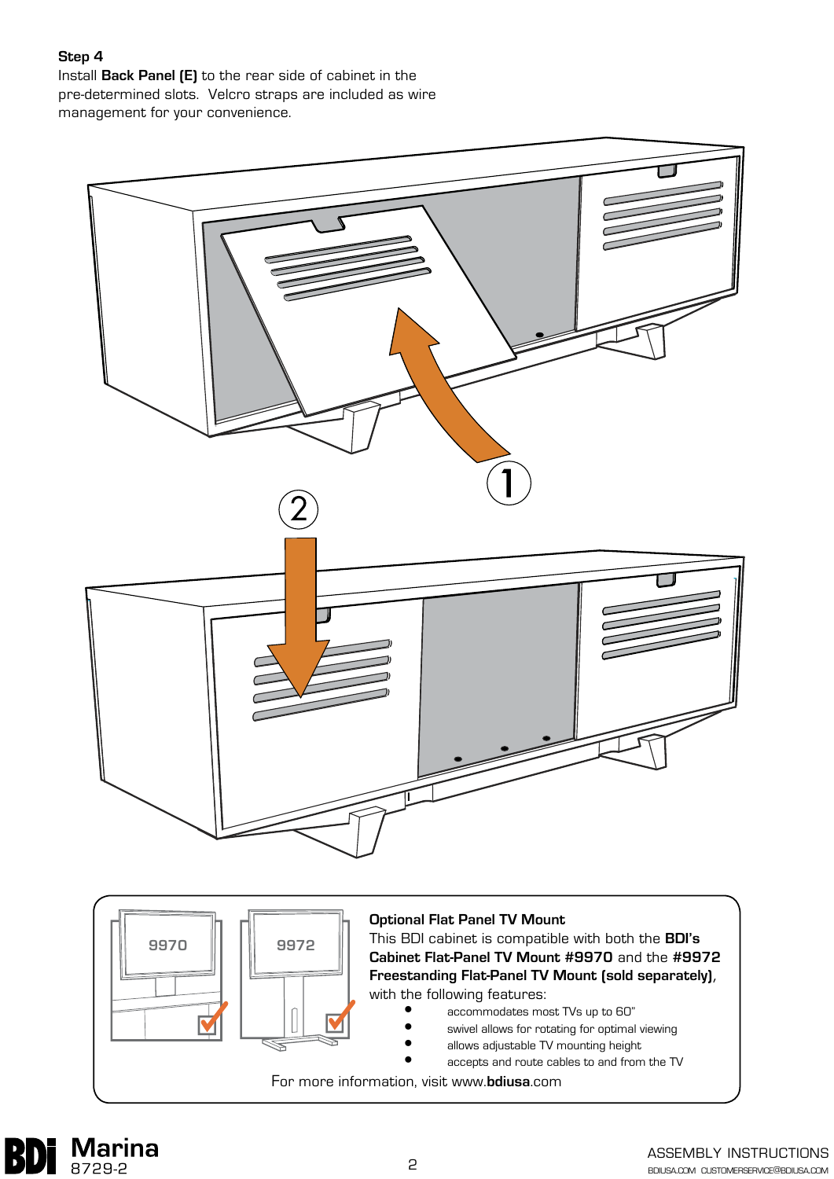**Step 4**

Install **Back Panel (E)** to the rear side of cabinet in the pre-determined slots. Velcro straps are included as wire management for your convenience.

1

2

9970

9972

**Optional Flat Panel TV Mount**

This BDI cabinet is compatible with both the **BDI's Cabinet Flat-Panel TV Mount #9970** and the **#9972 Freestanding Flat-Panel TV Mount (sold separately)**, with the following features:

- accommodates most TVs up to 60"
- swivel allows for rotating for optimal viewing
- allows adjustable TV mounting height
- accepts and route cables to and from the TV

For more information, visit www.**bdiusa**.com

BDI **Marina** 8729-2

ASSEMBLY INSTRUCTIONS

BDIUSA.COM CUSTOMERSERVICE@BDIUSA.COM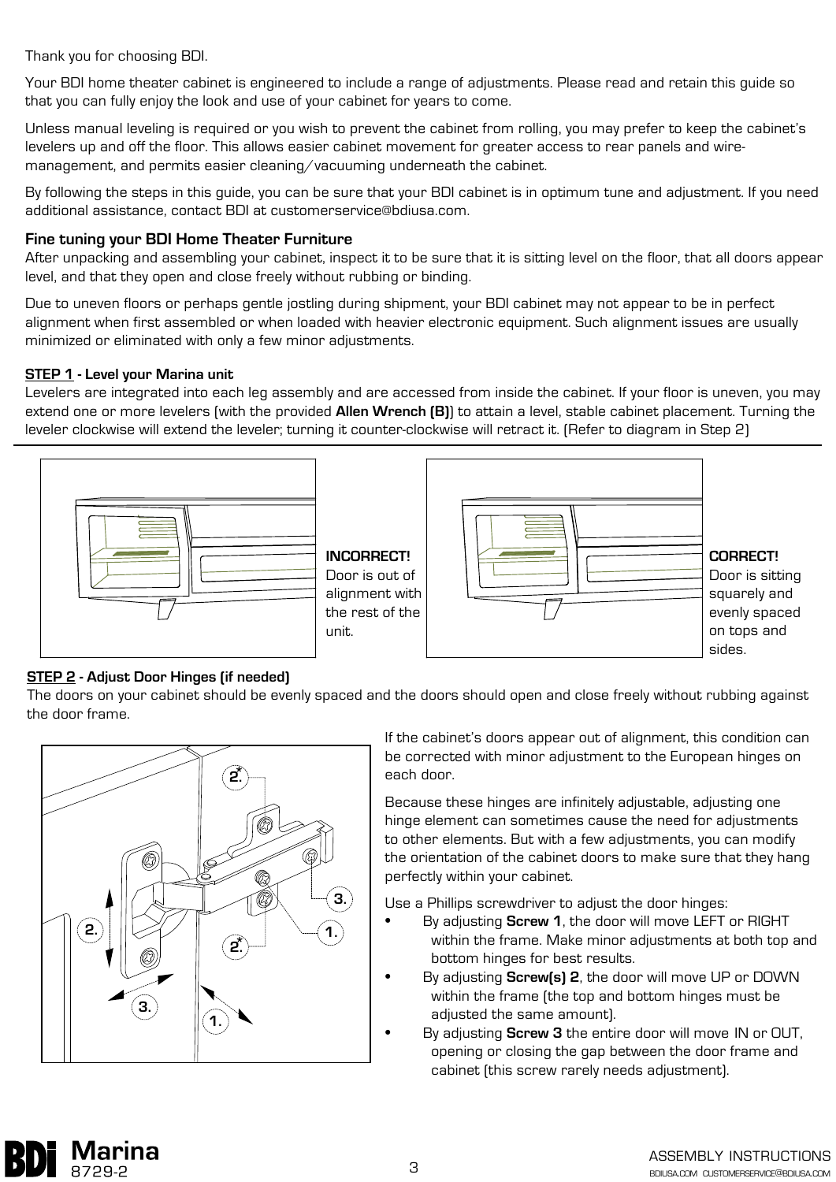Thank you for choosing BDI.

Your BDI home theater cabinet is engineered to include a range of adjustments. Please read and retain this guide so that you can fully enjoy the look and use of your cabinet for years to come.

Unless manual leveling is required or you wish to prevent the cabinet from rolling, you may prefer to keep the cabinet's levelers up and off the floor. This allows easier cabinet movement for greater access to rear panels and wire-management, and permits easier cleaning/vacuuming underneath the cabinet.

By following the steps in this guide, you can be sure that your BDI cabinet is in optimum tune and adjustment. If you need additional assistance, contact BDI at customerservice@bdiusa.com.

**Fine tuning your BDI Home Theater Furniture**

After unpacking and assembling your cabinet, inspect it to be sure that it is sitting level on the floor, that all doors appear level, and that they open and close freely without rubbing or binding.

Due to uneven floors or perhaps gentle jostling during shipment, your BDI cabinet may not appear to be in perfect alignment when first assembled or when loaded with heavier electronic equipment. Such alignment issues are usually minimized or eliminated with only a few minor adjustments.

**STEP 1 - Level your Marina unit**

Levelers are integrated into each leg assembly and are accessed from inside the cabinet. If your floor is uneven, you may extend one or more levelers (with the provided **Allen Wrench (B)**) to attain a level, stable cabinet placement. Turning the leveler clockwise will extend the leveler; turning it counter-clockwise will retract it. (Refer to diagram in Step 2)

**INCORRECT!** Door is out of alignment with the rest of the unit.

**CORRECT!** Door is sitting squarely and evenly spaced on tops and sides.

**STEP 2 - Adjust Door Hinges (if needed)**

The doors on your cabinet should be evenly spaced and the doors should open and close freely without rubbing against the door frame.

2.*

3.

2.

1.

2.*

3.

1.

If the cabinet's doors appear out of alignment, this condition can be corrected with minor adjustment to the European hinges on each door.

Because these hinges are infinitely adjustable, adjusting one hinge element can sometimes cause the need for adjustments to other elements. But with a few adjustments, you can modify the orientation of the cabinet doors to make sure that they hang perfectly within your cabinet.

Use a Phillips screwdriver to adjust the door hinges:

- By adjusting **Screw 1**, the door will move LEFT or RIGHT within the frame. Make minor adjustments at both top and bottom hinges for best results.
- By adjusting **Screw(s) 2**, the door will move UP or DOWN within the frame (the top and bottom hinges must be adjusted the same amount).
- By adjusting **Screw 3** the entire door will move IN or OUT, opening or closing the gap between the door frame and cabinet (this screw rarely needs adjustment).